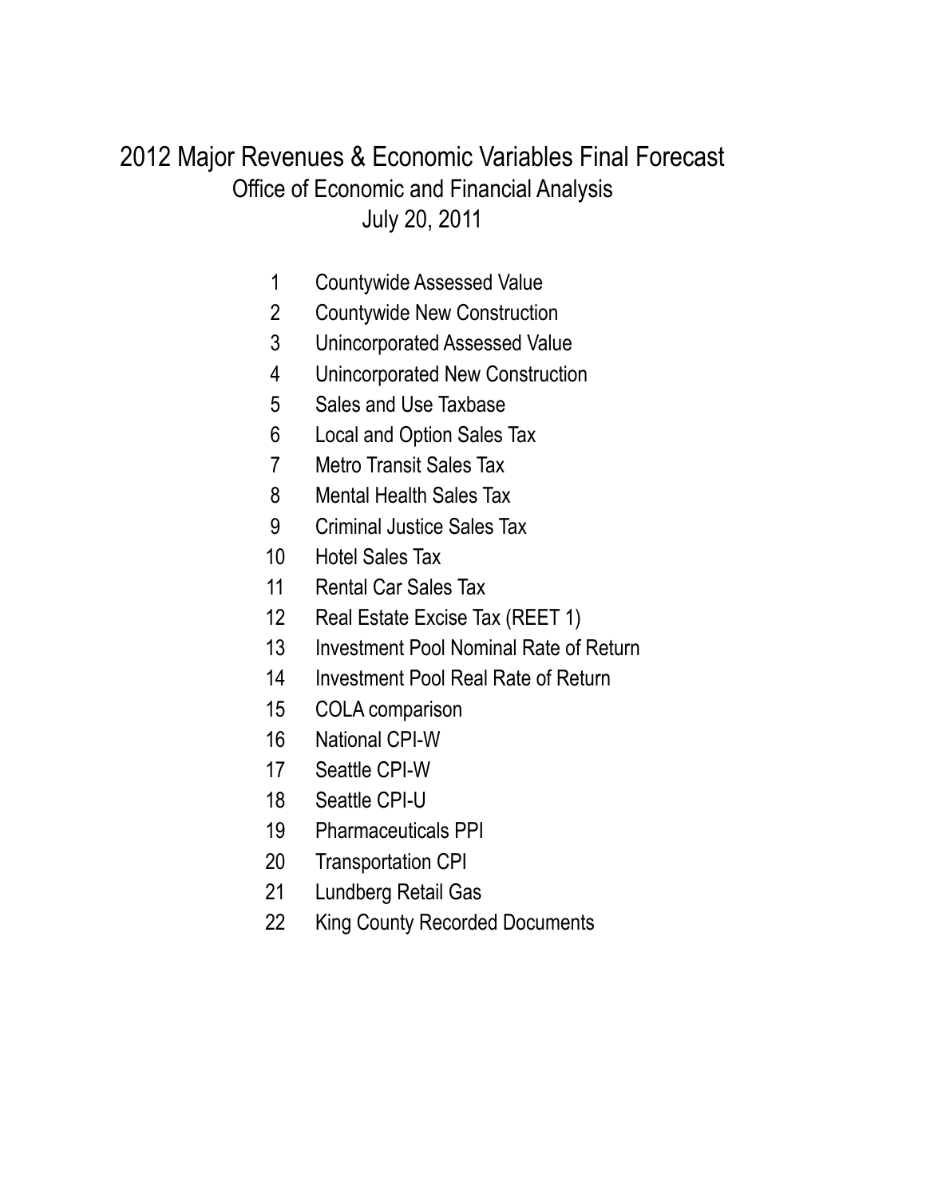# 2012 Major Revenues & Economic Variables Final Forecast

## Office of Economic and Financial Analysis

## July 20, 2011

1. Countywide Assessed Value
2. Countywide New Construction
3. Unincorporated Assessed Value
4. Unincorporated New Construction
5. Sales and Use Taxbase
6. Local and Option Sales Tax
7. Metro Transit Sales Tax
8. Mental Health Sales Tax
9. Criminal Justice Sales Tax
10. Hotel Sales Tax
11. Rental Car Sales Tax
12. Real Estate Excise Tax (REET 1)
13. Investment Pool Nominal Rate of Return
14. Investment Pool Real Rate of Return
15. COLA comparison
16. National CPI-W
17. Seattle CPI-W
18. Seattle CPI-U
19. Pharmaceuticals PPI
20. Transportation CPI
21. Lundberg Retail Gas
22. King County Recorded Documents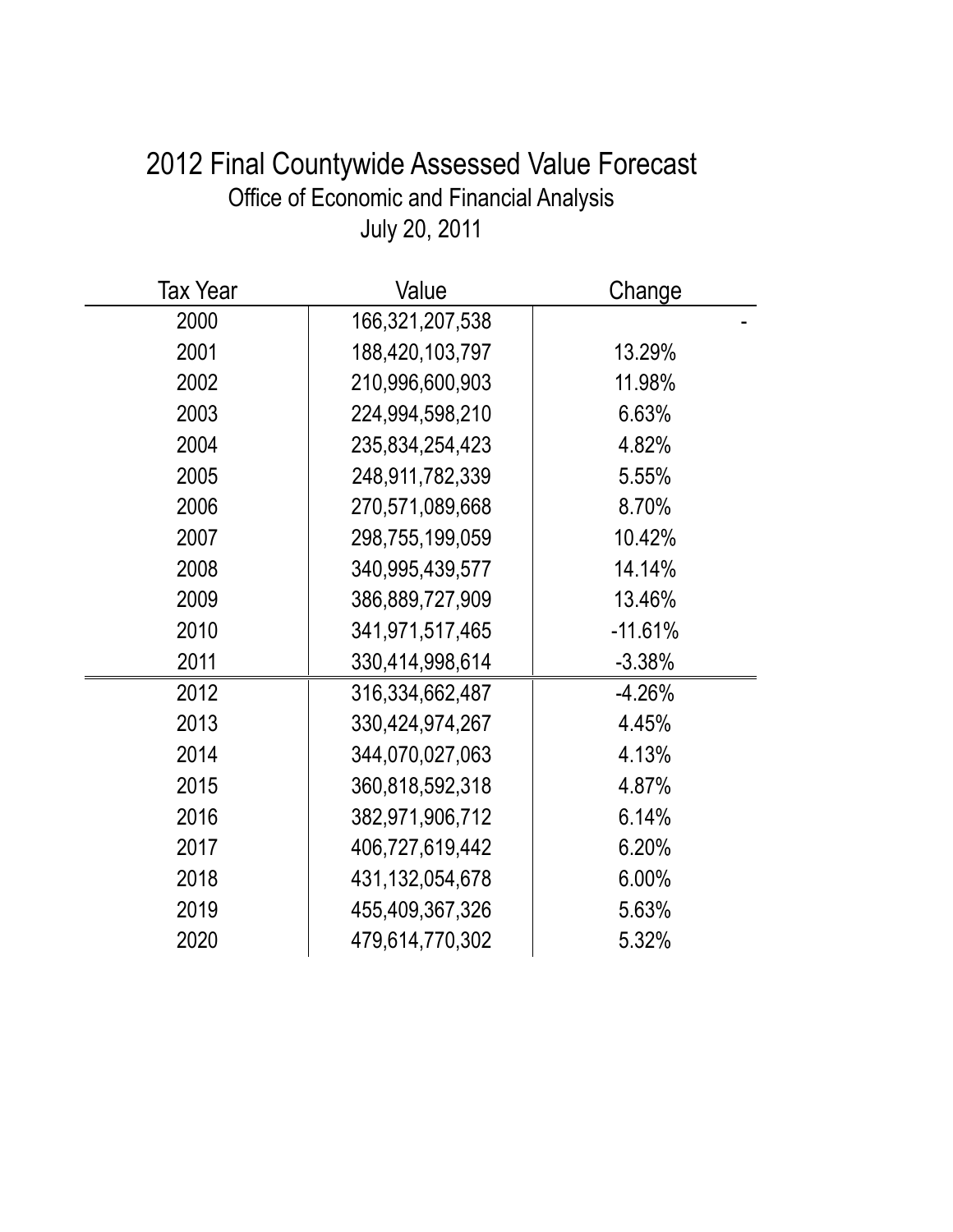# 2012 Final Countywide Assessed Value Forecast

Office of Economic and Financial Analysis

July 20, 2011

| Tax Year | Value | Change |
|---|---|---|
| 2000 | 166,321,207,538 | - |
| 2001 | 188,420,103,797 | 13.29% |
| 2002 | 210,996,600,903 | 11.98% |
| 2003 | 224,994,598,210 | 6.63% |
| 2004 | 235,834,254,423 | 4.82% |
| 2005 | 248,911,782,339 | 5.55% |
| 2006 | 270,571,089,668 | 8.70% |
| 2007 | 298,755,199,059 | 10.42% |
| 2008 | 340,995,439,577 | 14.14% |
| 2009 | 386,889,727,909 | 13.46% |
| 2010 | 341,971,517,465 | -11.61% |
| 2011 | 330,414,998,614 | -3.38% |
| 2012 | 316,334,662,487 | -4.26% |
| 2013 | 330,424,974,267 | 4.45% |
| 2014 | 344,070,027,063 | 4.13% |
| 2015 | 360,818,592,318 | 4.87% |
| 2016 | 382,971,906,712 | 6.14% |
| 2017 | 406,727,619,442 | 6.20% |
| 2018 | 431,132,054,678 | 6.00% |
| 2019 | 455,409,367,326 | 5.63% |
| 2020 | 479,614,770,302 | 5.32% |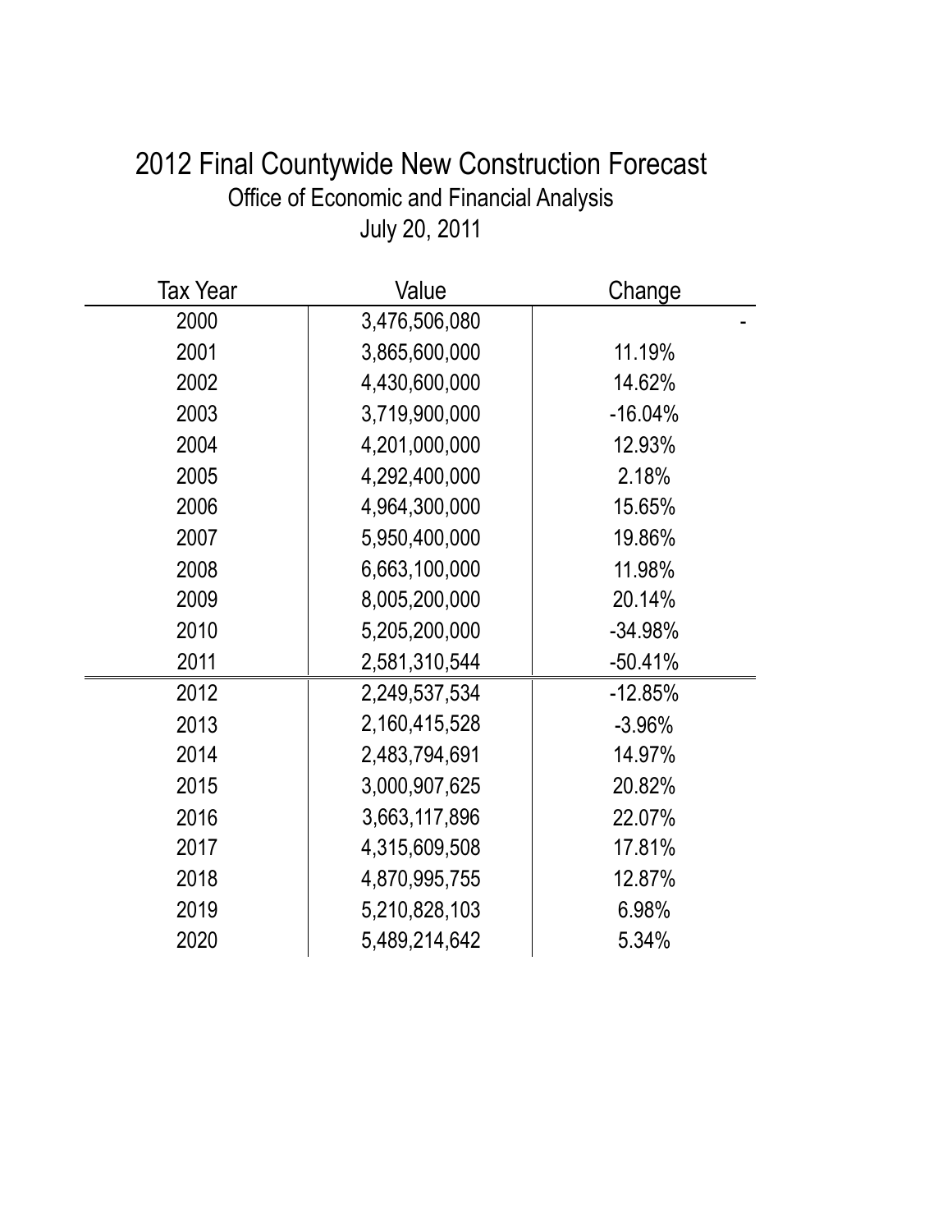# 2012 Final Countywide New Construction Forecast

Office of Economic and Financial Analysis

July 20, 2011

| Tax Year | Value | Change |
|---|---|---|
| 2000 | 3,476,506,080 | - |
| 2001 | 3,865,600,000 | 11.19% |
| 2002 | 4,430,600,000 | 14.62% |
| 2003 | 3,719,900,000 | -16.04% |
| 2004 | 4,201,000,000 | 12.93% |
| 2005 | 4,292,400,000 | 2.18% |
| 2006 | 4,964,300,000 | 15.65% |
| 2007 | 5,950,400,000 | 19.86% |
| 2008 | 6,663,100,000 | 11.98% |
| 2009 | 8,005,200,000 | 20.14% |
| 2010 | 5,205,200,000 | -34.98% |
| 2011 | 2,581,310,544 | -50.41% |
| 2012 | 2,249,537,534 | -12.85% |
| 2013 | 2,160,415,528 | -3.96% |
| 2014 | 2,483,794,691 | 14.97% |
| 2015 | 3,000,907,625 | 20.82% |
| 2016 | 3,663,117,896 | 22.07% |
| 2017 | 4,315,609,508 | 17.81% |
| 2018 | 4,870,995,755 | 12.87% |
| 2019 | 5,210,828,103 | 6.98% |
| 2020 | 5,489,214,642 | 5.34% |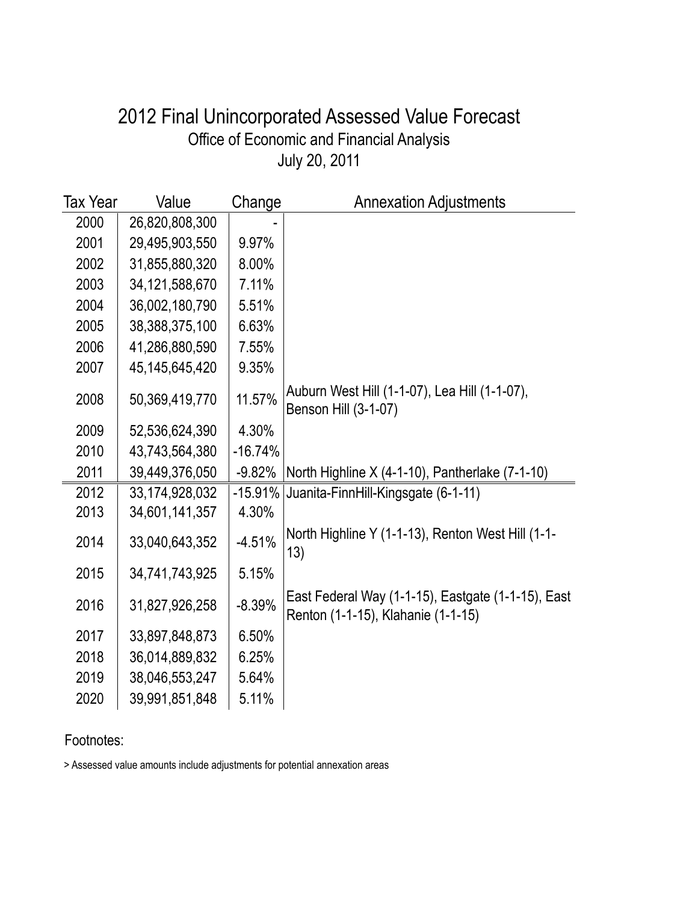# 2012 Final Unincorporated Assessed Value Forecast

## Office of Economic and Financial Analysis

## July 20, 2011

| Tax Year | Value | Change | Annexation Adjustments |
|---|---|---|---|
| 2000 | 26,820,808,300 | - | |
| 2001 | 29,495,903,550 | 9.97% | |
| 2002 | 31,855,880,320 | 8.00% | |
| 2003 | 34,121,588,670 | 7.11% | |
| 2004 | 36,002,180,790 | 5.51% | |
| 2005 | 38,388,375,100 | 6.63% | |
| 2006 | 41,286,880,590 | 7.55% | |
| 2007 | 45,145,645,420 | 9.35% | |
| 2008 | 50,369,419,770 | 11.57% | Auburn West Hill (1-1-07), Lea Hill (1-1-07), Benson Hill (3-1-07) |
| 2009 | 52,536,624,390 | 4.30% | |
| 2010 | 43,743,564,380 | -16.74% | |
| 2011 | 39,449,376,050 | -9.82% | North Highline X (4-1-10), Pantherlake (7-1-10) |
| 2012 | 33,174,928,032 | -15.91% | Juanita-FinnHill-Kingsgate (6-1-11) |
| 2013 | 34,601,141,357 | 4.30% | |
| 2014 | 33,040,643,352 | -4.51% | North Highline Y (1-1-13), Renton West Hill (1-1-13) |
| 2015 | 34,741,743,925 | 5.15% | |
| 2016 | 31,827,926,258 | -8.39% | East Federal Way (1-1-15), Eastgate (1-1-15), East Renton (1-1-15), Klahanie (1-1-15) |
| 2017 | 33,897,848,873 | 6.50% | |
| 2018 | 36,014,889,832 | 6.25% | |
| 2019 | 38,046,553,247 | 5.64% | |
| 2020 | 39,991,851,848 | 5.11% | |

Footnotes:

> Assessed value amounts include adjustments for potential annexation areas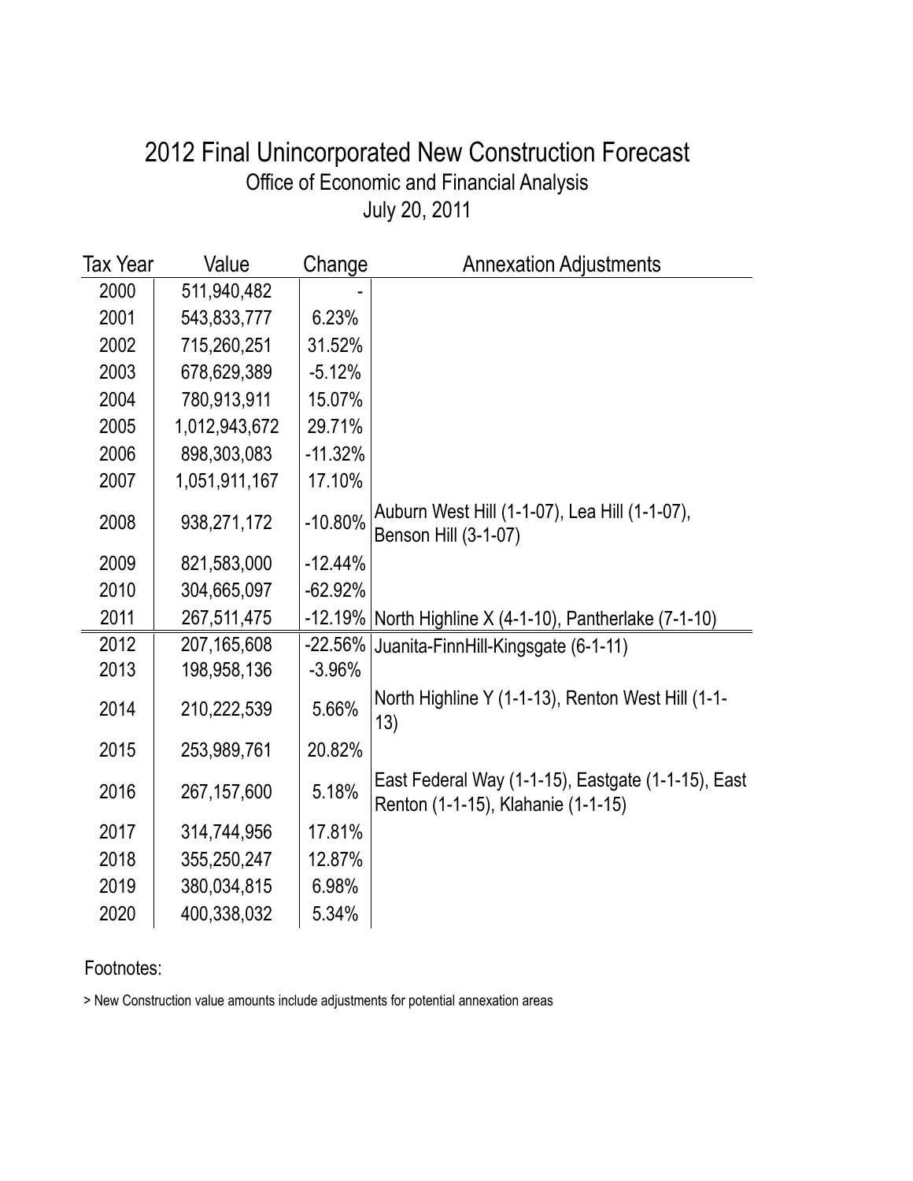# 2012 Final Unincorporated New Construction Forecast

Office of Economic and Financial Analysis

July 20, 2011

| Tax Year | Value | Change | Annexation Adjustments |
|---|---|---|---|
| 2000 | 511,940,482 | - | |
| 2001 | 543,833,777 | 6.23% | |
| 2002 | 715,260,251 | 31.52% | |
| 2003 | 678,629,389 | -5.12% | |
| 2004 | 780,913,911 | 15.07% | |
| 2005 | 1,012,943,672 | 29.71% | |
| 2006 | 898,303,083 | -11.32% | |
| 2007 | 1,051,911,167 | 17.10% | |
| 2008 | 938,271,172 | -10.80% | Auburn West Hill (1-1-07), Lea Hill (1-1-07), Benson Hill (3-1-07) |
| 2009 | 821,583,000 | -12.44% | |
| 2010 | 304,665,097 | -62.92% | |
| 2011 | 267,511,475 | -12.19% | North Highline X (4-1-10), Pantherlake (7-1-10) |
| 2012 | 207,165,608 | -22.56% | Juanita-FinnHill-Kingsgate (6-1-11) |
| 2013 | 198,958,136 | -3.96% | |
| 2014 | 210,222,539 | 5.66% | North Highline Y (1-1-13), Renton West Hill (1-1-13) |
| 2015 | 253,989,761 | 20.82% | |
| 2016 | 267,157,600 | 5.18% | East Federal Way (1-1-15), Eastgate (1-1-15), East Renton (1-1-15), Klahanie (1-1-15) |
| 2017 | 314,744,956 | 17.81% | |
| 2018 | 355,250,247 | 12.87% | |
| 2019 | 380,034,815 | 6.98% | |
| 2020 | 400,338,032 | 5.34% | |

Footnotes:

> New Construction value amounts include adjustments for potential annexation areas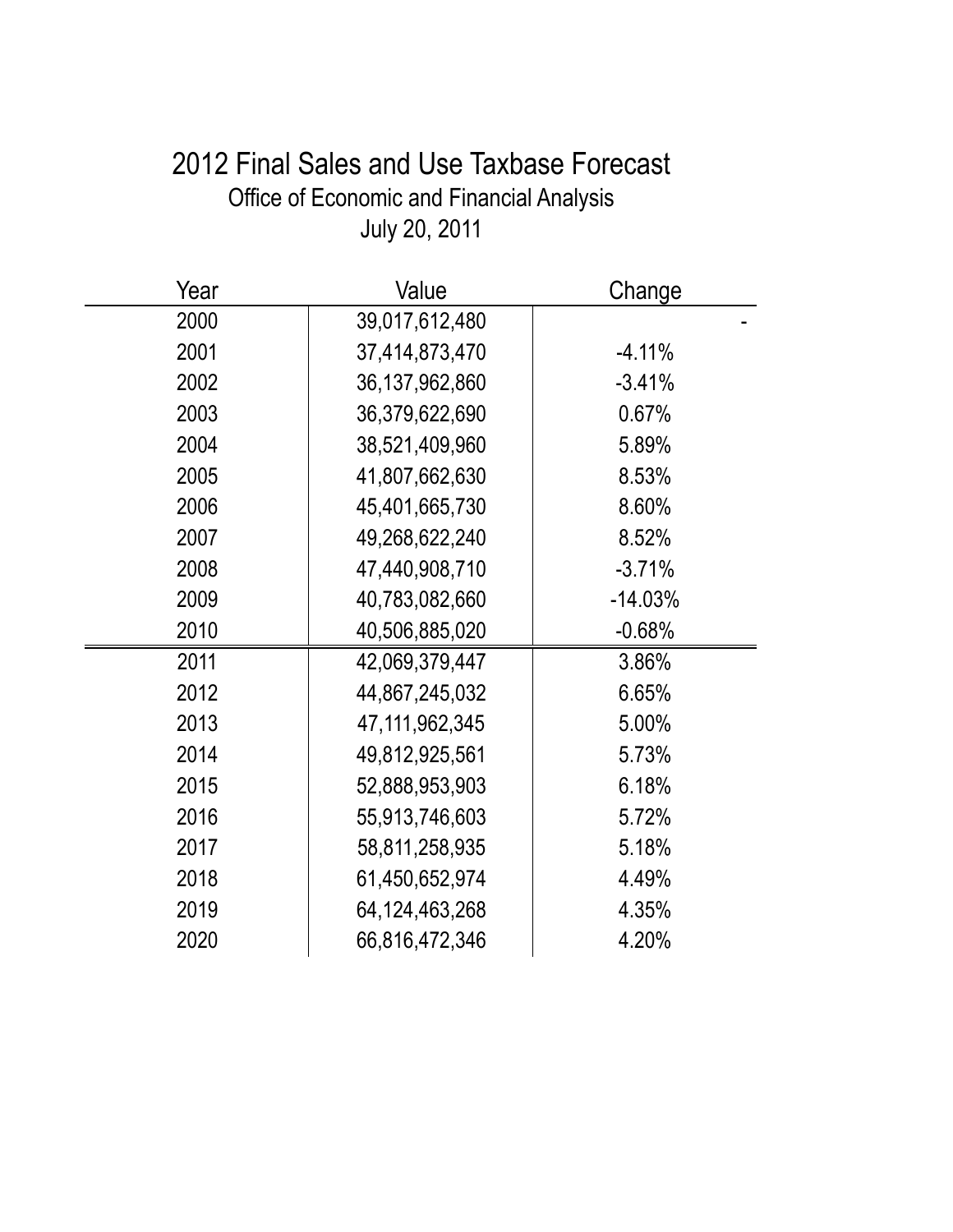# 2012 Final Sales and Use Taxbase Forecast

Office of Economic and Financial Analysis

July 20, 2011

| Year | Value | Change |
|---|---|---|
| 2000 | 39,017,612,480 | - |
| 2001 | 37,414,873,470 | -4.11% |
| 2002 | 36,137,962,860 | -3.41% |
| 2003 | 36,379,622,690 | 0.67% |
| 2004 | 38,521,409,960 | 5.89% |
| 2005 | 41,807,662,630 | 8.53% |
| 2006 | 45,401,665,730 | 8.60% |
| 2007 | 49,268,622,240 | 8.52% |
| 2008 | 47,440,908,710 | -3.71% |
| 2009 | 40,783,082,660 | -14.03% |
| 2010 | 40,506,885,020 | -0.68% |
| 2011 | 42,069,379,447 | 3.86% |
| 2012 | 44,867,245,032 | 6.65% |
| 2013 | 47,111,962,345 | 5.00% |
| 2014 | 49,812,925,561 | 5.73% |
| 2015 | 52,888,953,903 | 6.18% |
| 2016 | 55,913,746,603 | 5.72% |
| 2017 | 58,811,258,935 | 5.18% |
| 2018 | 61,450,652,974 | 4.49% |
| 2019 | 64,124,463,268 | 4.35% |
| 2020 | 66,816,472,346 | 4.20% |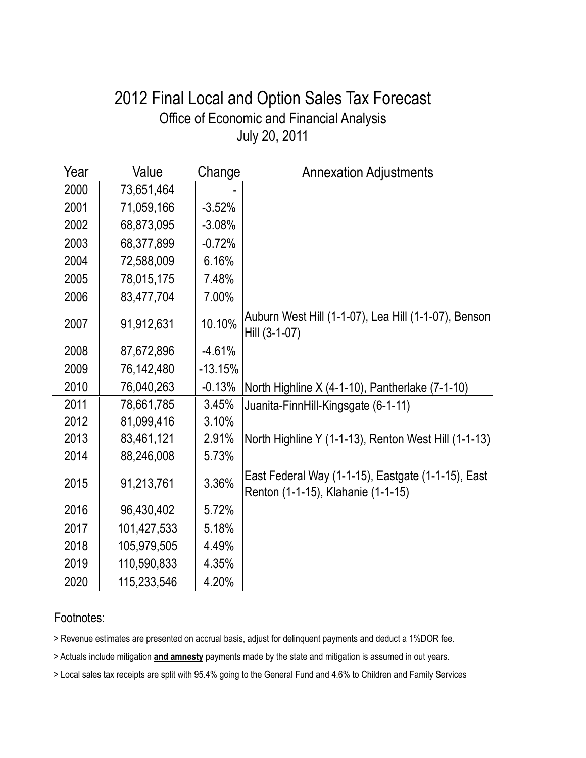# 2012 Final Local and Option Sales Tax Forecast

## Office of Economic and Financial Analysis

## July 20, 2011

| Year | Value | Change | Annexation Adjustments |
|---|---|---|---|
| 2000 | 73,651,464 | - | |
| 2001 | 71,059,166 | -3.52% | |
| 2002 | 68,873,095 | -3.08% | |
| 2003 | 68,377,899 | -0.72% | |
| 2004 | 72,588,009 | 6.16% | |
| 2005 | 78,015,175 | 7.48% | |
| 2006 | 83,477,704 | 7.00% | |
| 2007 | 91,912,631 | 10.10% | Auburn West Hill (1-1-07), Lea Hill (1-1-07), Benson Hill (3-1-07) |
| 2008 | 87,672,896 | -4.61% | |
| 2009 | 76,142,480 | -13.15% | |
| 2010 | 76,040,263 | -0.13% | North Highline X (4-1-10), Pantherlake (7-1-10) |
| 2011 | 78,661,785 | 3.45% | Juanita-FinnHill-Kingsgate (6-1-11) |
| 2012 | 81,099,416 | 3.10% | |
| 2013 | 83,461,121 | 2.91% | North Highline Y (1-1-13), Renton West Hill (1-1-13) |
| 2014 | 88,246,008 | 5.73% | |
| 2015 | 91,213,761 | 3.36% | East Federal Way (1-1-15), Eastgate (1-1-15), East Renton (1-1-15), Klahanie (1-1-15) |
| 2016 | 96,430,402 | 5.72% | |
| 2017 | 101,427,533 | 5.18% | |
| 2018 | 105,979,505 | 4.49% | |
| 2019 | 110,590,833 | 4.35% | |
| 2020 | 115,233,546 | 4.20% | |

Footnotes:

> Revenue estimates are presented on accrual basis, adjust for delinquent payments and deduct a 1%DOR fee.

> Actuals include mitigation **and amnesty** payments made by the state and mitigation is assumed in out years.

> Local sales tax receipts are split with 95.4% going to the General Fund and 4.6% to Children and Family Services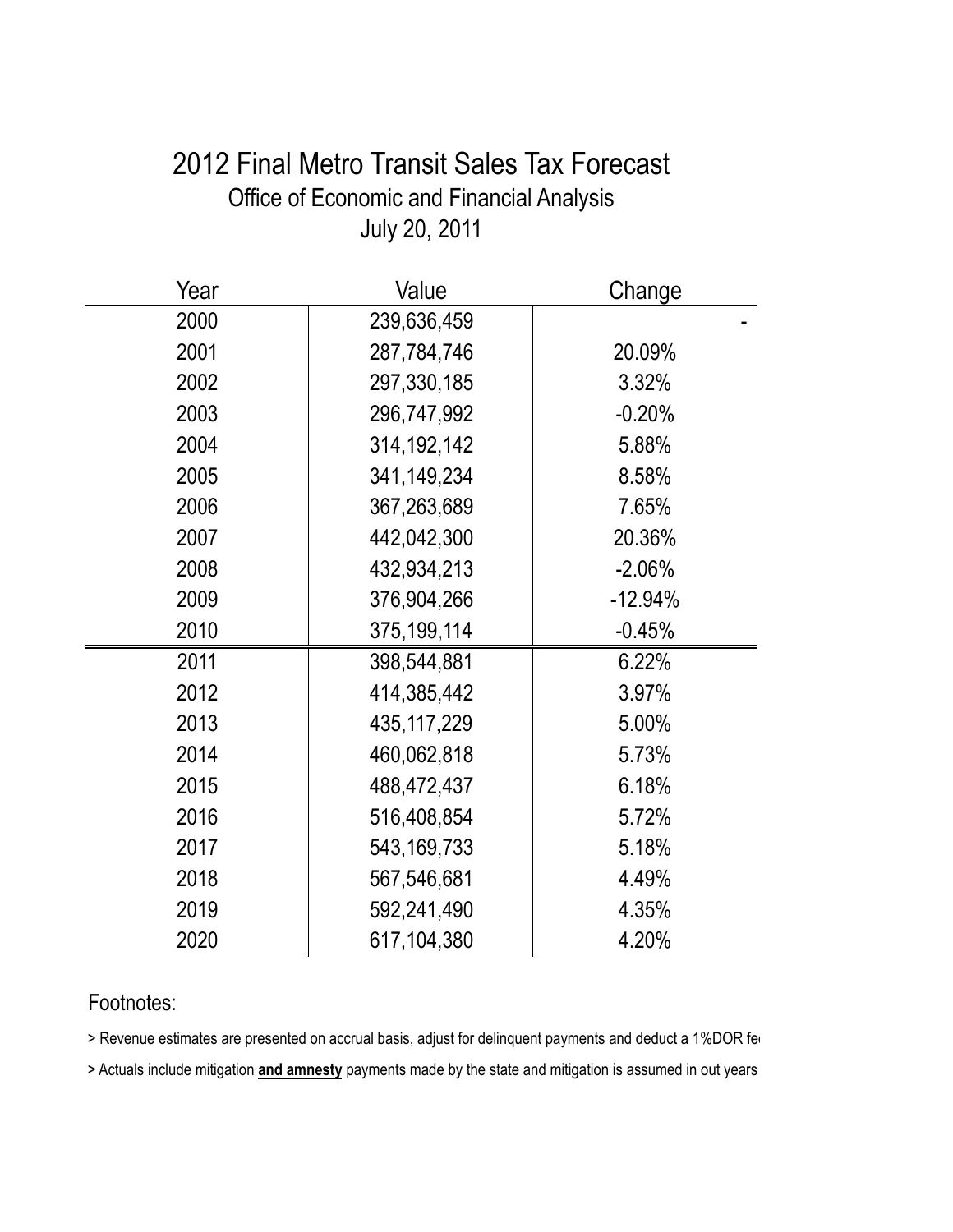# 2012 Final Metro Transit Sales Tax Forecast

## Office of Economic and Financial Analysis

### July 20, 2011

| Year | Value | Change |
|---|---|---|
| 2000 | 239,636,459 | - |
| 2001 | 287,784,746 | 20.09% |
| 2002 | 297,330,185 | 3.32% |
| 2003 | 296,747,992 | -0.20% |
| 2004 | 314,192,142 | 5.88% |
| 2005 | 341,149,234 | 8.58% |
| 2006 | 367,263,689 | 7.65% |
| 2007 | 442,042,300 | 20.36% |
| 2008 | 432,934,213 | -2.06% |
| 2009 | 376,904,266 | -12.94% |
| 2010 | 375,199,114 | -0.45% |
| 2011 | 398,544,881 | 6.22% |
| 2012 | 414,385,442 | 3.97% |
| 2013 | 435,117,229 | 5.00% |
| 2014 | 460,062,818 | 5.73% |
| 2015 | 488,472,437 | 6.18% |
| 2016 | 516,408,854 | 5.72% |
| 2017 | 543,169,733 | 5.18% |
| 2018 | 567,546,681 | 4.49% |
| 2019 | 592,241,490 | 4.35% |
| 2020 | 617,104,380 | 4.20% |

Footnotes:

> Revenue estimates are presented on accrual basis, adjust for delinquent payments and deduct a 1%DOR fe

> Actuals include mitigation **and amnesty** payments made by the state and mitigation is assumed in out years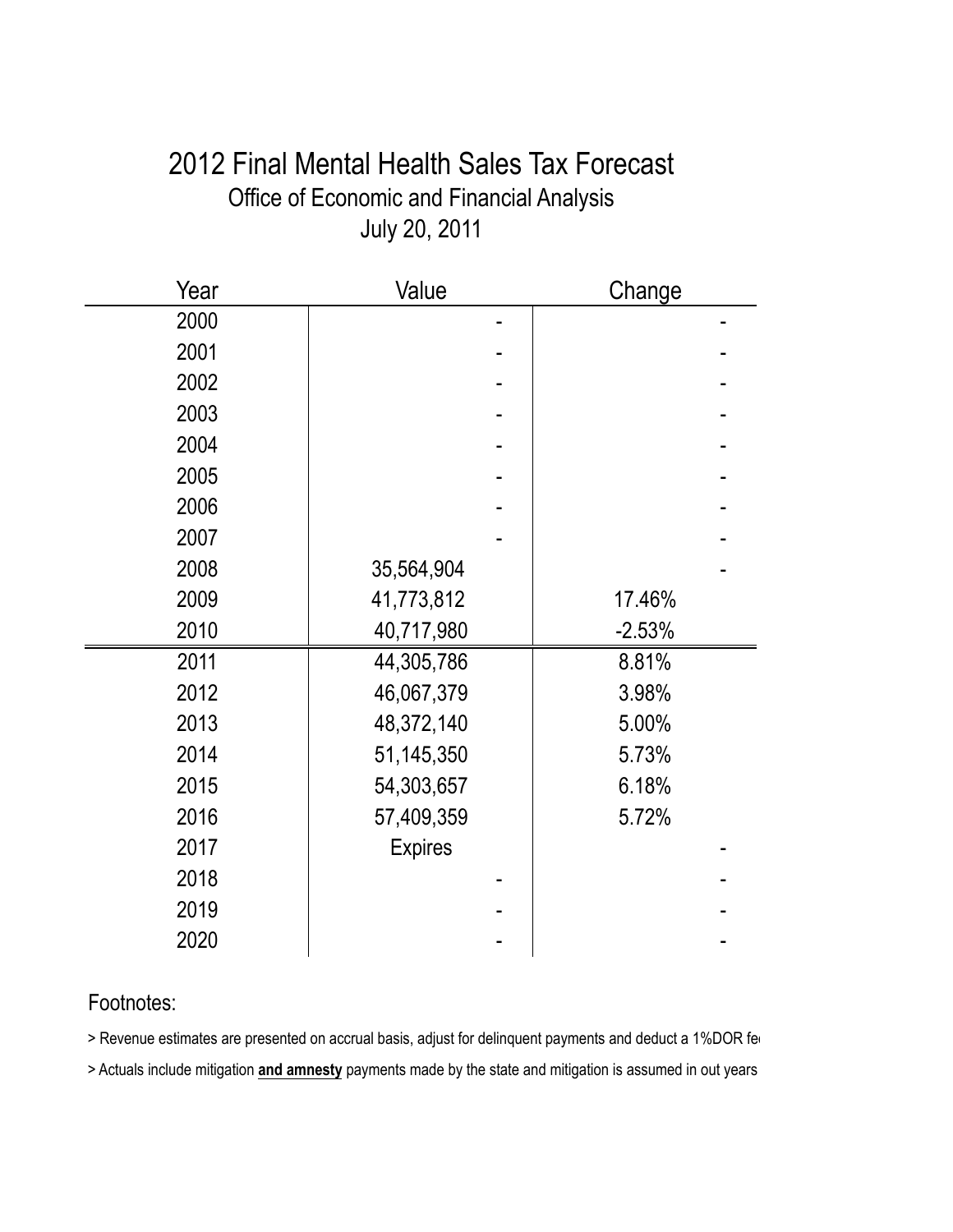# 2012 Final Mental Health Sales Tax Forecast

## Office of Economic and Financial Analysis

## July 20, 2011

| Year | Value | Change |
|---|---|---|
| 2000 | - | - |
| 2001 | - | - |
| 2002 | - | - |
| 2003 | - | - |
| 2004 | - | - |
| 2005 | - | - |
| 2006 | - | - |
| 2007 | - | - |
| 2008 | 35,564,904 | - |
| 2009 | 41,773,812 | 17.46% |
| 2010 | 40,717,980 | -2.53% |
| 2011 | 44,305,786 | 8.81% |
| 2012 | 46,067,379 | 3.98% |
| 2013 | 48,372,140 | 5.00% |
| 2014 | 51,145,350 | 5.73% |
| 2015 | 54,303,657 | 6.18% |
| 2016 | 57,409,359 | 5.72% |
| 2017 | Expires | - |
| 2018 | - | - |
| 2019 | - | - |
| 2020 | - | - |

Footnotes:

> Revenue estimates are presented on accrual basis, adjust for delinquent payments and deduct a 1%DOR fe

> Actuals include mitigation **and amnesty** payments made by the state and mitigation is assumed in out years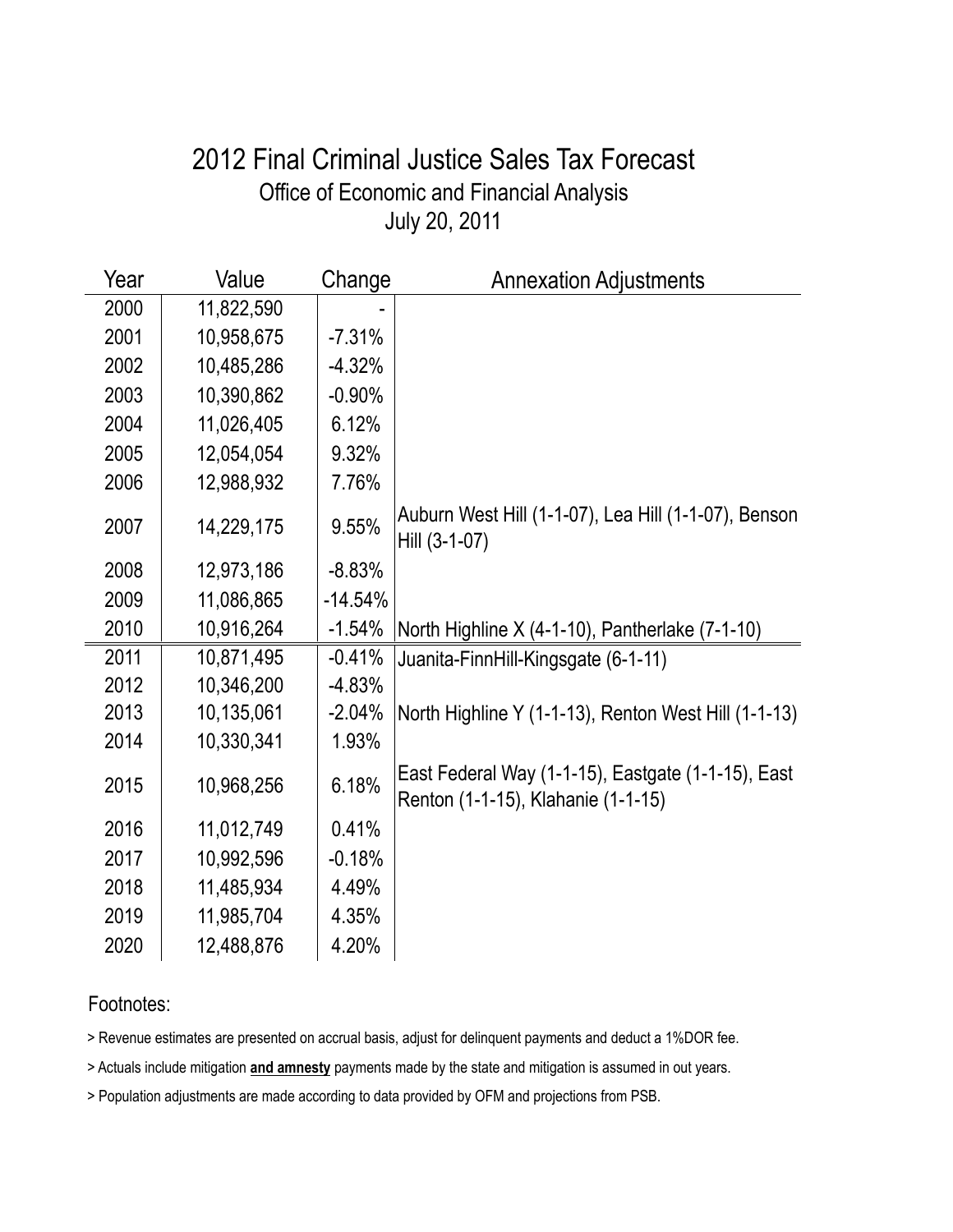# 2012 Final Criminal Justice Sales Tax Forecast

Office of Economic and Financial Analysis

July 20, 2011

| Year | Value | Change | Annexation Adjustments |
|---|---|---|---|
| 2000 | 11,822,590 | - | |
| 2001 | 10,958,675 | -7.31% | |
| 2002 | 10,485,286 | -4.32% | |
| 2003 | 10,390,862 | -0.90% | |
| 2004 | 11,026,405 | 6.12% | |
| 2005 | 12,054,054 | 9.32% | |
| 2006 | 12,988,932 | 7.76% | |
| 2007 | 14,229,175 | 9.55% | Auburn West Hill (1-1-07), Lea Hill (1-1-07), Benson Hill (3-1-07) |
| 2008 | 12,973,186 | -8.83% | |
| 2009 | 11,086,865 | -14.54% | |
| 2010 | 10,916,264 | -1.54% | North Highline X (4-1-10), Pantherlake (7-1-10) |
| 2011 | 10,871,495 | -0.41% | Juanita-FinnHill-Kingsgate (6-1-11) |
| 2012 | 10,346,200 | -4.83% | |
| 2013 | 10,135,061 | -2.04% | North Highline Y (1-1-13), Renton West Hill (1-1-13) |
| 2014 | 10,330,341 | 1.93% | |
| 2015 | 10,968,256 | 6.18% | East Federal Way (1-1-15), Eastgate (1-1-15), East Renton (1-1-15), Klahanie (1-1-15) |
| 2016 | 11,012,749 | 0.41% | |
| 2017 | 10,992,596 | -0.18% | |
| 2018 | 11,485,934 | 4.49% | |
| 2019 | 11,985,704 | 4.35% | |
| 2020 | 12,488,876 | 4.20% | |

Footnotes:

> Revenue estimates are presented on accrual basis, adjust for delinquent payments and deduct a 1%DOR fee.

> Actuals include mitigation **and amnesty** payments made by the state and mitigation is assumed in out years.

> Population adjustments are made according to data provided by OFM and projections from PSB.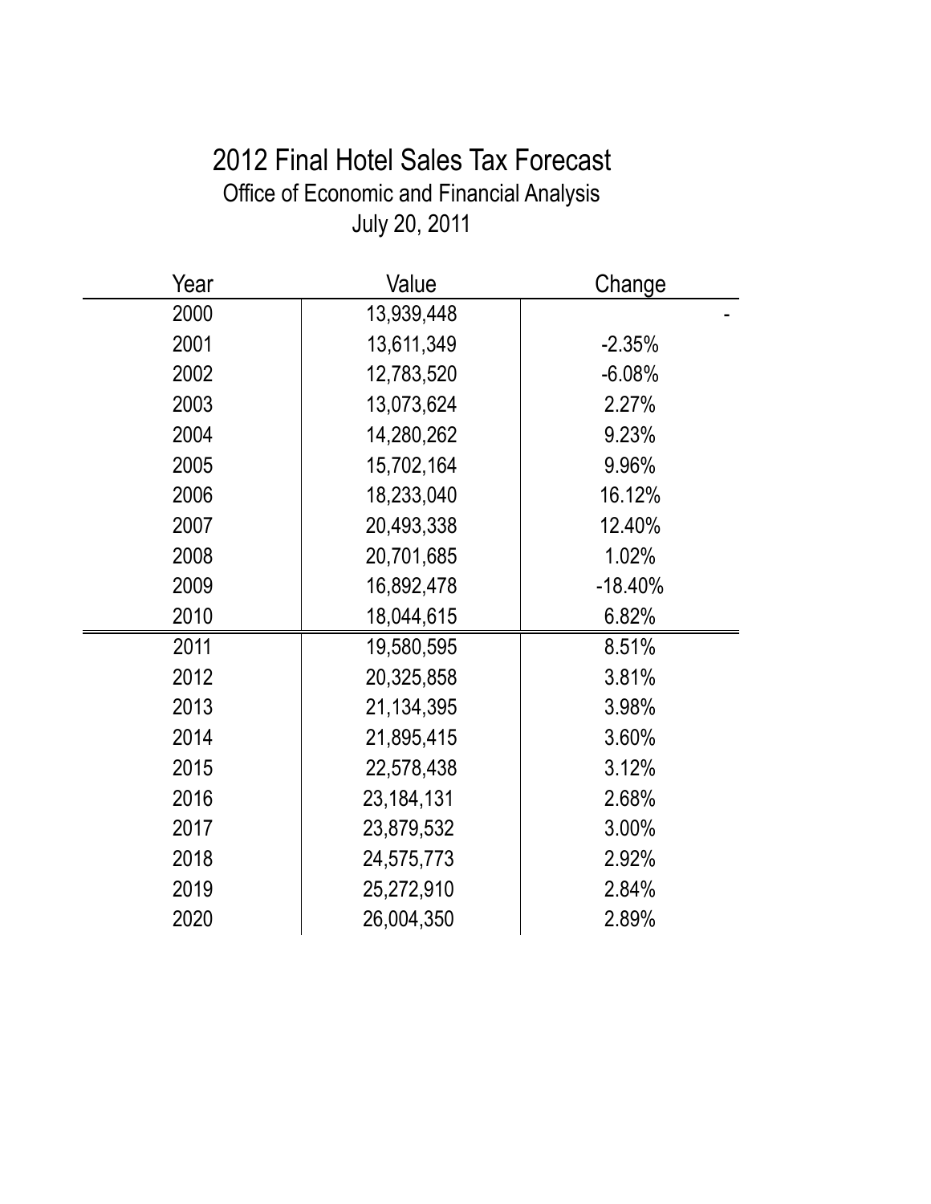# 2012 Final Hotel Sales Tax Forecast

## Office of Economic and Financial Analysis

July 20, 2011

| Year | Value | Change |
|---|---|---|
| 2000 | 13,939,448 | - |
| 2001 | 13,611,349 | -2.35% |
| 2002 | 12,783,520 | -6.08% |
| 2003 | 13,073,624 | 2.27% |
| 2004 | 14,280,262 | 9.23% |
| 2005 | 15,702,164 | 9.96% |
| 2006 | 18,233,040 | 16.12% |
| 2007 | 20,493,338 | 12.40% |
| 2008 | 20,701,685 | 1.02% |
| 2009 | 16,892,478 | -18.40% |
| 2010 | 18,044,615 | 6.82% |
| 2011 | 19,580,595 | 8.51% |
| 2012 | 20,325,858 | 3.81% |
| 2013 | 21,134,395 | 3.98% |
| 2014 | 21,895,415 | 3.60% |
| 2015 | 22,578,438 | 3.12% |
| 2016 | 23,184,131 | 2.68% |
| 2017 | 23,879,532 | 3.00% |
| 2018 | 24,575,773 | 2.92% |
| 2019 | 25,272,910 | 2.84% |
| 2020 | 26,004,350 | 2.89% |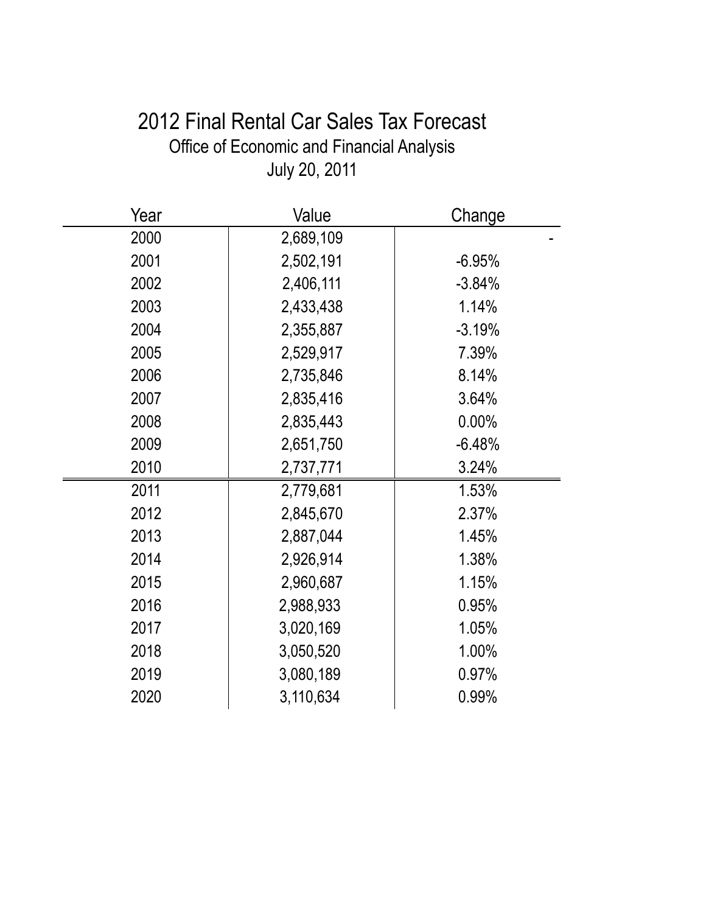# 2012 Final Rental Car Sales Tax Forecast

Office of Economic and Financial Analysis

July 20, 2011

| Year | Value | Change |
|---|---|---|
| 2000 | 2,689,109 | - |
| 2001 | 2,502,191 | -6.95% |
| 2002 | 2,406,111 | -3.84% |
| 2003 | 2,433,438 | 1.14% |
| 2004 | 2,355,887 | -3.19% |
| 2005 | 2,529,917 | 7.39% |
| 2006 | 2,735,846 | 8.14% |
| 2007 | 2,835,416 | 3.64% |
| 2008 | 2,835,443 | 0.00% |
| 2009 | 2,651,750 | -6.48% |
| 2010 | 2,737,771 | 3.24% |
| 2011 | 2,779,681 | 1.53% |
| 2012 | 2,845,670 | 2.37% |
| 2013 | 2,887,044 | 1.45% |
| 2014 | 2,926,914 | 1.38% |
| 2015 | 2,960,687 | 1.15% |
| 2016 | 2,988,933 | 0.95% |
| 2017 | 3,020,169 | 1.05% |
| 2018 | 3,050,520 | 1.00% |
| 2019 | 3,080,189 | 0.97% |
| 2020 | 3,110,634 | 0.99% |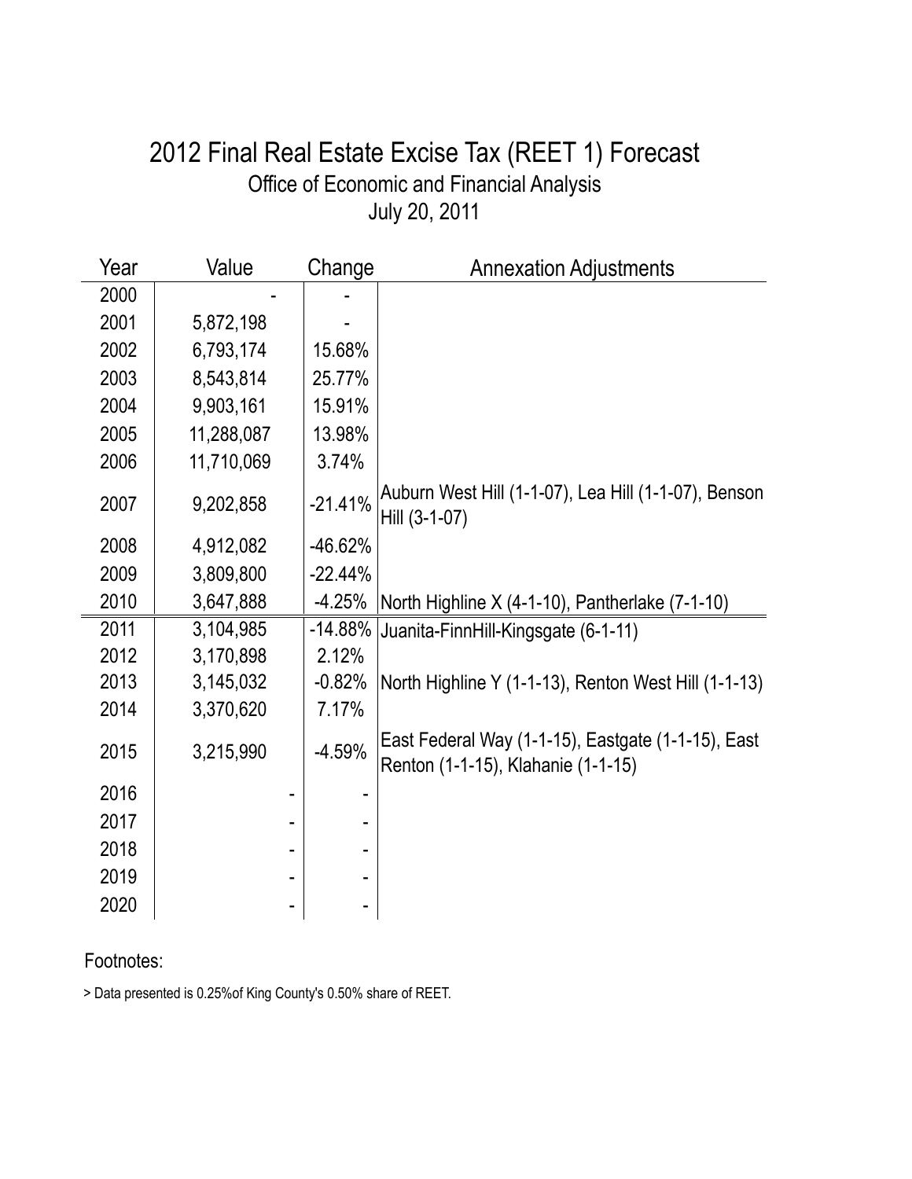# 2012 Final Real Estate Excise Tax (REET 1) Forecast

Office of Economic and Financial Analysis

July 20, 2011

| Year | Value | Change | Annexation Adjustments |
|---|---|---|---|
| 2000 | - | - | |
| 2001 | 5,872,198 | - | |
| 2002 | 6,793,174 | 15.68% | |
| 2003 | 8,543,814 | 25.77% | |
| 2004 | 9,903,161 | 15.91% | |
| 2005 | 11,288,087 | 13.98% | |
| 2006 | 11,710,069 | 3.74% | |
| 2007 | 9,202,858 | -21.41% | Auburn West Hill (1-1-07), Lea Hill (1-1-07), Benson Hill (3-1-07) |
| 2008 | 4,912,082 | -46.62% | |
| 2009 | 3,809,800 | -22.44% | |
| 2010 | 3,647,888 | -4.25% | North Highline X (4-1-10), Pantherlake (7-1-10) |
| 2011 | 3,104,985 | -14.88% | Juanita-FinnHill-Kingsgate (6-1-11) |
| 2012 | 3,170,898 | 2.12% | |
| 2013 | 3,145,032 | -0.82% | North Highline Y (1-1-13), Renton West Hill (1-1-13) |
| 2014 | 3,370,620 | 7.17% | |
| 2015 | 3,215,990 | -4.59% | East Federal Way (1-1-15), Eastgate (1-1-15), East Renton (1-1-15), Klahanie (1-1-15) |
| 2016 | - | - | |
| 2017 | - | - | |
| 2018 | - | - | |
| 2019 | - | - | |
| 2020 | - | - | |

Footnotes:

> Data presented is 0.25%of King County's 0.50% share of REET.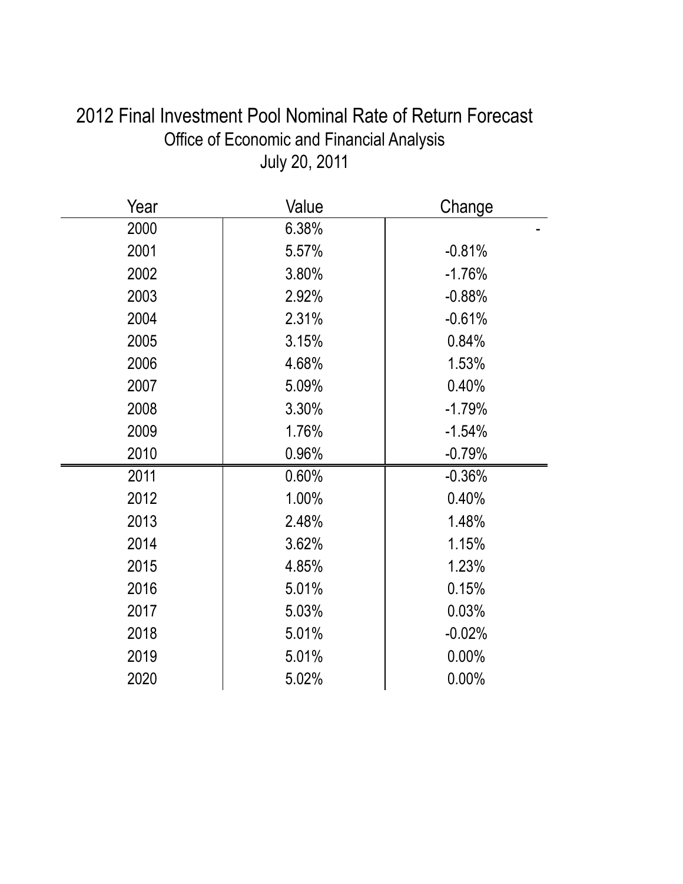# 2012 Final Investment Pool Nominal Rate of Return Forecast

## Office of Economic and Financial Analysis

July 20, 2011

| Year | Value | Change |
|---|---|---|
| 2000 | 6.38% | - |
| 2001 | 5.57% | -0.81% |
| 2002 | 3.80% | -1.76% |
| 2003 | 2.92% | -0.88% |
| 2004 | 2.31% | -0.61% |
| 2005 | 3.15% | 0.84% |
| 2006 | 4.68% | 1.53% |
| 2007 | 5.09% | 0.40% |
| 2008 | 3.30% | -1.79% |
| 2009 | 1.76% | -1.54% |
| 2010 | 0.96% | -0.79% |
| 2011 | 0.60% | -0.36% |
| 2012 | 1.00% | 0.40% |
| 2013 | 2.48% | 1.48% |
| 2014 | 3.62% | 1.15% |
| 2015 | 4.85% | 1.23% |
| 2016 | 5.01% | 0.15% |
| 2017 | 5.03% | 0.03% |
| 2018 | 5.01% | -0.02% |
| 2019 | 5.01% | 0.00% |
| 2020 | 5.02% | 0.00% |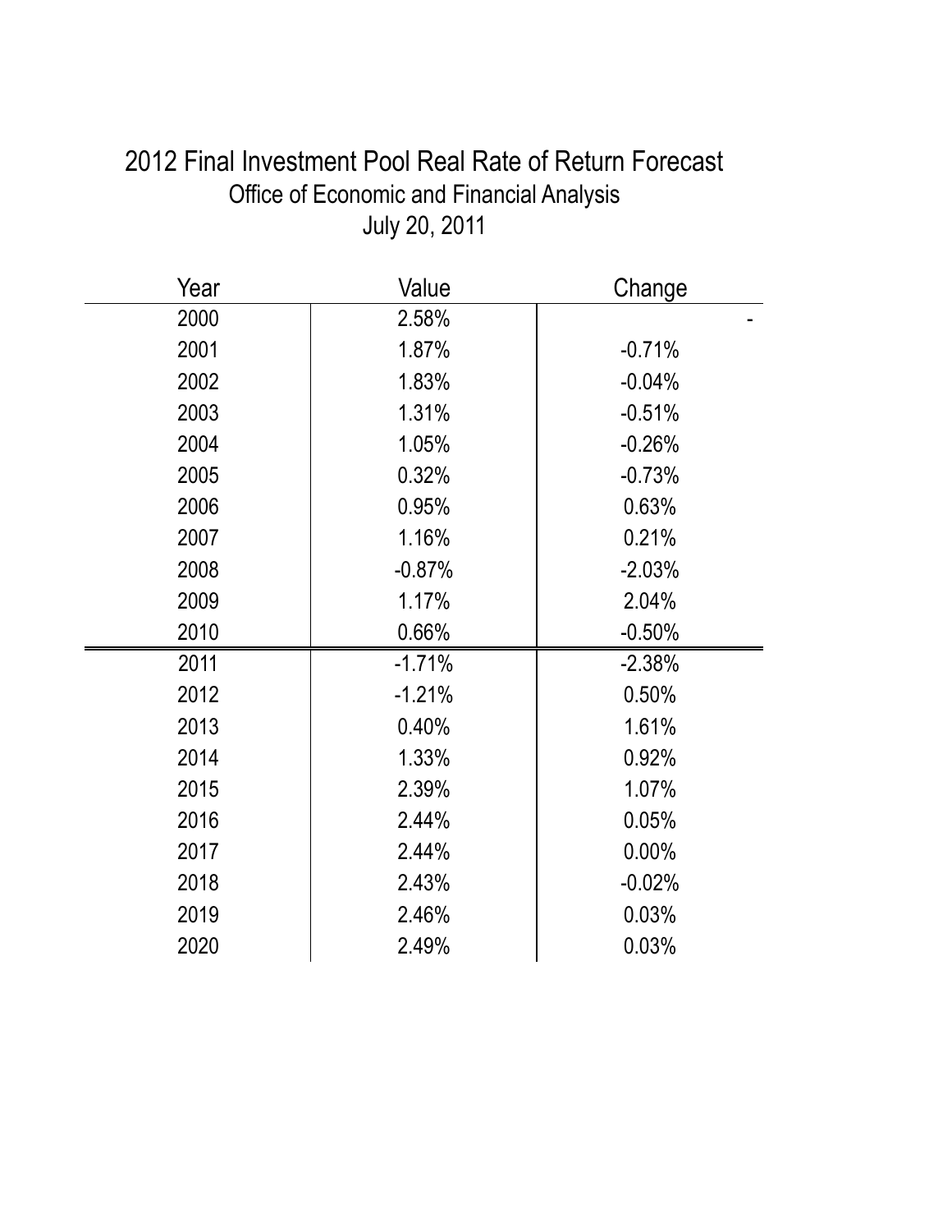# 2012 Final Investment Pool Real Rate of Return Forecast

## Office of Economic and Financial Analysis

## July 20, 2011

| Year | Value | Change |
|---|---|---|
| 2000 | 2.58% | - |
| 2001 | 1.87% | -0.71% |
| 2002 | 1.83% | -0.04% |
| 2003 | 1.31% | -0.51% |
| 2004 | 1.05% | -0.26% |
| 2005 | 0.32% | -0.73% |
| 2006 | 0.95% | 0.63% |
| 2007 | 1.16% | 0.21% |
| 2008 | -0.87% | -2.03% |
| 2009 | 1.17% | 2.04% |
| 2010 | 0.66% | -0.50% |
| 2011 | -1.71% | -2.38% |
| 2012 | -1.21% | 0.50% |
| 2013 | 0.40% | 1.61% |
| 2014 | 1.33% | 0.92% |
| 2015 | 2.39% | 1.07% |
| 2016 | 2.44% | 0.05% |
| 2017 | 2.44% | 0.00% |
| 2018 | 2.43% | -0.02% |
| 2019 | 2.46% | 0.03% |
| 2020 | 2.49% | 0.03% |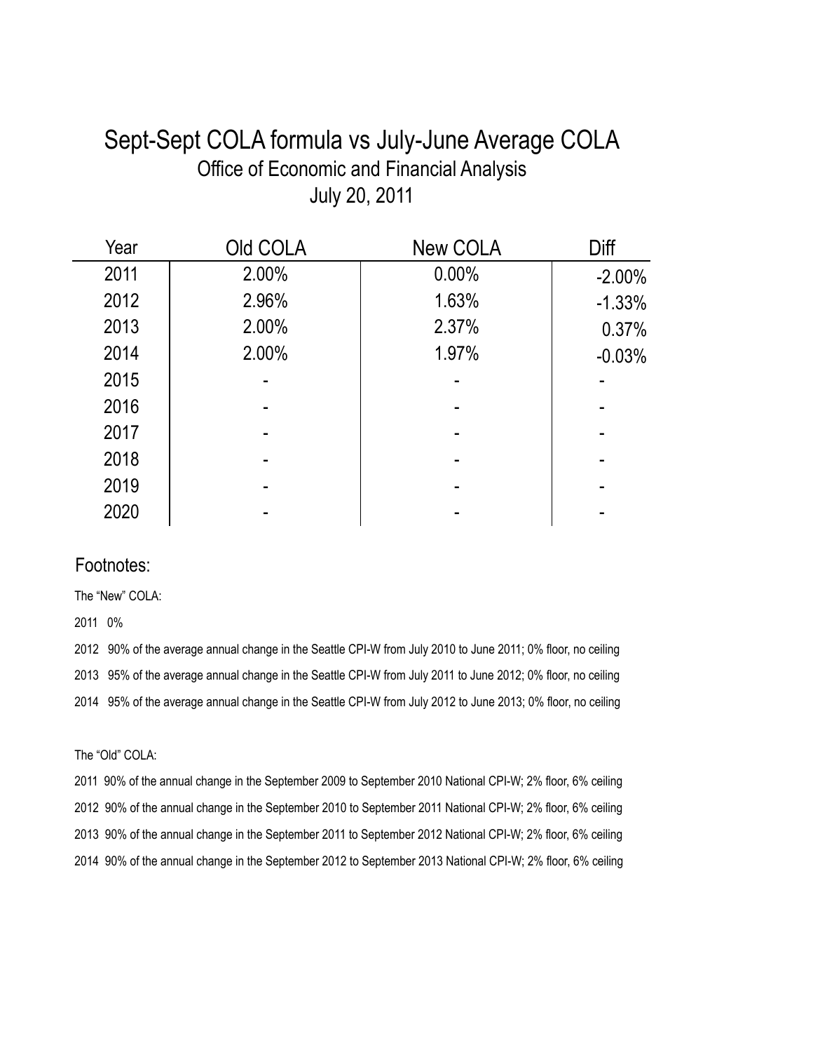# Sept-Sept COLA formula vs July-June Average COLA

## Office of Economic and Financial Analysis

## July 20, 2011

| Year | Old COLA | New COLA | Diff |
| --- | --- | --- | --- |
| 2011 | 2.00% | 0.00% | -2.00% |
| 2012 | 2.96% | 1.63% | -1.33% |
| 2013 | 2.00% | 2.37% | 0.37% |
| 2014 | 2.00% | 1.97% | -0.03% |
| 2015 | - | - | - |
| 2016 | - | - | - |
| 2017 | - | - | - |
| 2018 | - | - | - |
| 2019 | - | - | - |
| 2020 | - | - | - |

### Footnotes:

The “New” COLA:

2011 0%

2012 90% of the average annual change in the Seattle CPI-W from July 2010 to June 2011; 0% floor, no ceiling

2013 95% of the average annual change in the Seattle CPI-W from July 2011 to June 2012; 0% floor, no ceiling

2014 95% of the average annual change in the Seattle CPI-W from July 2012 to June 2013; 0% floor, no ceiling

The “Old” COLA:

2011 90% of the annual change in the September 2009 to September 2010 National CPI-W; 2% floor, 6% ceiling

2012 90% of the annual change in the September 2010 to September 2011 National CPI-W; 2% floor, 6% ceiling

2013 90% of the annual change in the September 2011 to September 2012 National CPI-W; 2% floor, 6% ceiling

2014 90% of the annual change in the September 2012 to September 2013 National CPI-W; 2% floor, 6% ceiling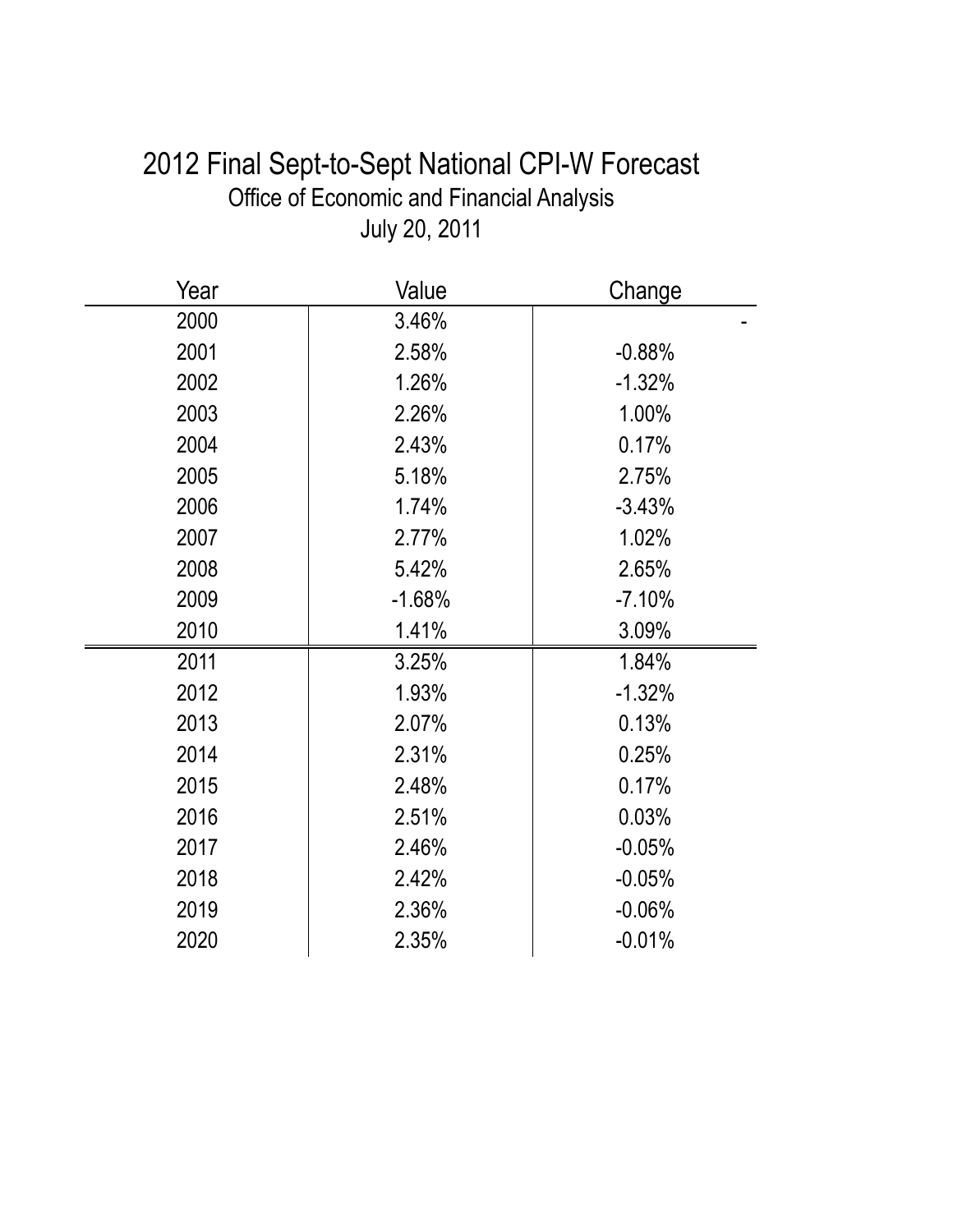# 2012 Final Sept-to-Sept National CPI-W Forecast

Office of Economic and Financial Analysis

July 20, 2011

| Year | Value | Change |
|---|---|---|
| 2000 | 3.46% | - |
| 2001 | 2.58% | -0.88% |
| 2002 | 1.26% | -1.32% |
| 2003 | 2.26% | 1.00% |
| 2004 | 2.43% | 0.17% |
| 2005 | 5.18% | 2.75% |
| 2006 | 1.74% | -3.43% |
| 2007 | 2.77% | 1.02% |
| 2008 | 5.42% | 2.65% |
| 2009 | -1.68% | -7.10% |
| 2010 | 1.41% | 3.09% |
| 2011 | 3.25% | 1.84% |
| 2012 | 1.93% | -1.32% |
| 2013 | 2.07% | 0.13% |
| 2014 | 2.31% | 0.25% |
| 2015 | 2.48% | 0.17% |
| 2016 | 2.51% | 0.03% |
| 2017 | 2.46% | -0.05% |
| 2018 | 2.42% | -0.05% |
| 2019 | 2.36% | -0.06% |
| 2020 | 2.35% | -0.01% |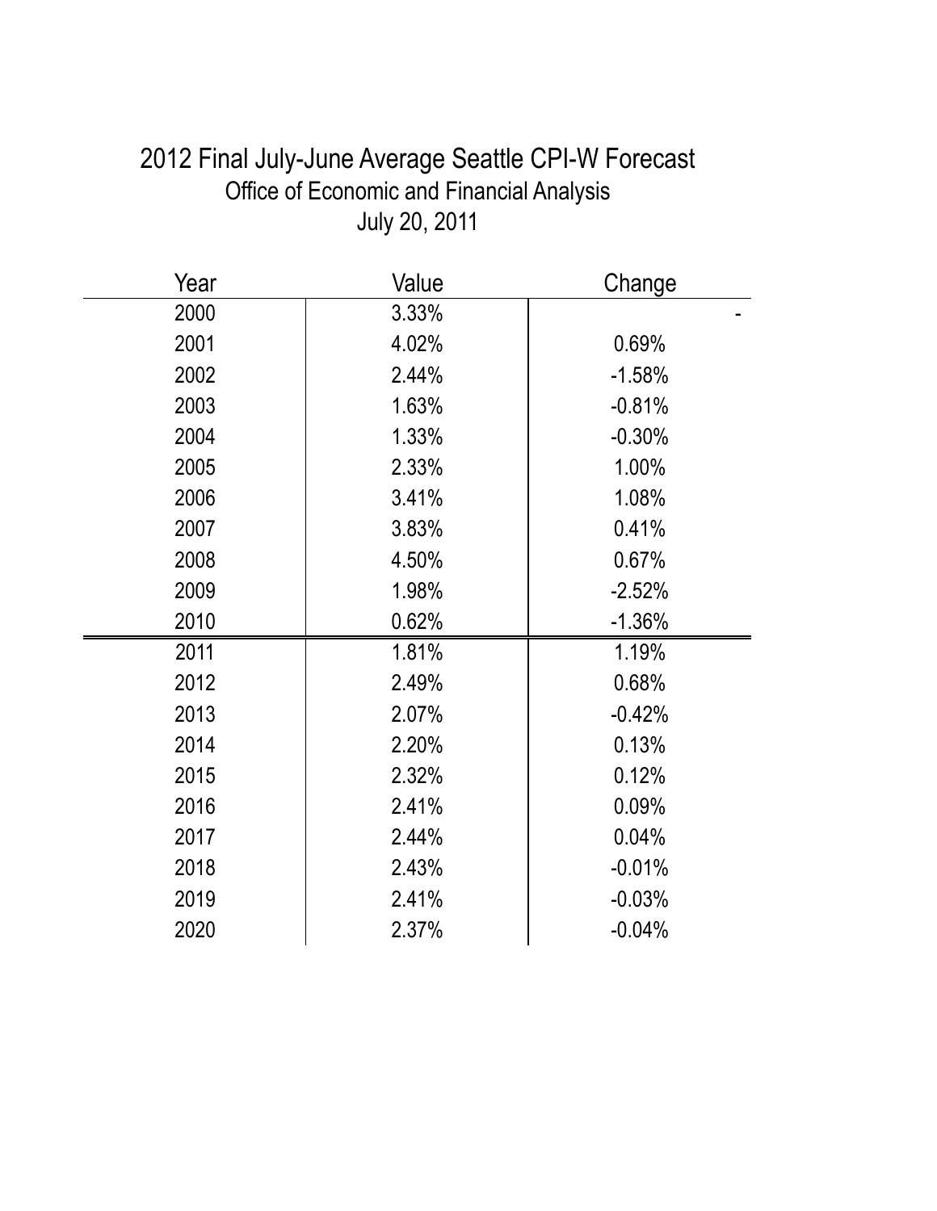# 2012 Final July-June Average Seattle CPI-W Forecast

## Office of Economic and Financial Analysis

## July 20, 2011

| Year | Value | Change |
|---|---|---|
| 2000 | 3.33% | - |
| 2001 | 4.02% | 0.69% |
| 2002 | 2.44% | -1.58% |
| 2003 | 1.63% | -0.81% |
| 2004 | 1.33% | -0.30% |
| 2005 | 2.33% | 1.00% |
| 2006 | 3.41% | 1.08% |
| 2007 | 3.83% | 0.41% |
| 2008 | 4.50% | 0.67% |
| 2009 | 1.98% | -2.52% |
| 2010 | 0.62% | -1.36% |
| 2011 | 1.81% | 1.19% |
| 2012 | 2.49% | 0.68% |
| 2013 | 2.07% | -0.42% |
| 2014 | 2.20% | 0.13% |
| 2015 | 2.32% | 0.12% |
| 2016 | 2.41% | 0.09% |
| 2017 | 2.44% | 0.04% |
| 2018 | 2.43% | -0.01% |
| 2019 | 2.41% | -0.03% |
| 2020 | 2.37% | -0.04% |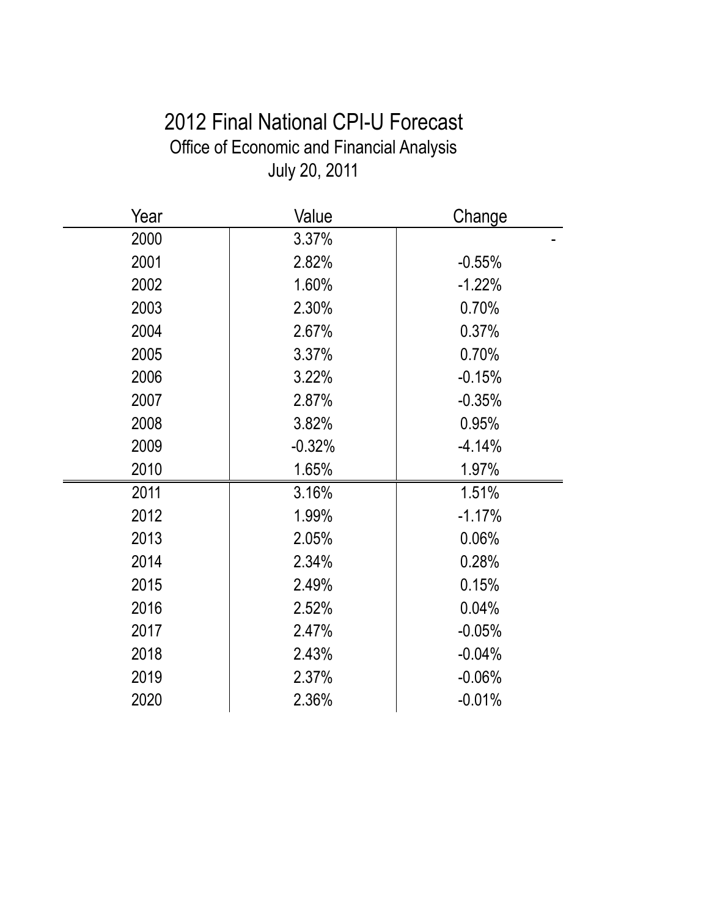# 2012 Final National CPI-U Forecast

Office of Economic and Financial Analysis

July 20, 2011

| Year | Value | Change |
|---|---|---|
| 2000 | 3.37% | - |
| 2001 | 2.82% | -0.55% |
| 2002 | 1.60% | -1.22% |
| 2003 | 2.30% | 0.70% |
| 2004 | 2.67% | 0.37% |
| 2005 | 3.37% | 0.70% |
| 2006 | 3.22% | -0.15% |
| 2007 | 2.87% | -0.35% |
| 2008 | 3.82% | 0.95% |
| 2009 | -0.32% | -4.14% |
| 2010 | 1.65% | 1.97% |
| 2011 | 3.16% | 1.51% |
| 2012 | 1.99% | -1.17% |
| 2013 | 2.05% | 0.06% |
| 2014 | 2.34% | 0.28% |
| 2015 | 2.49% | 0.15% |
| 2016 | 2.52% | 0.04% |
| 2017 | 2.47% | -0.05% |
| 2018 | 2.43% | -0.04% |
| 2019 | 2.37% | -0.06% |
| 2020 | 2.36% | -0.01% |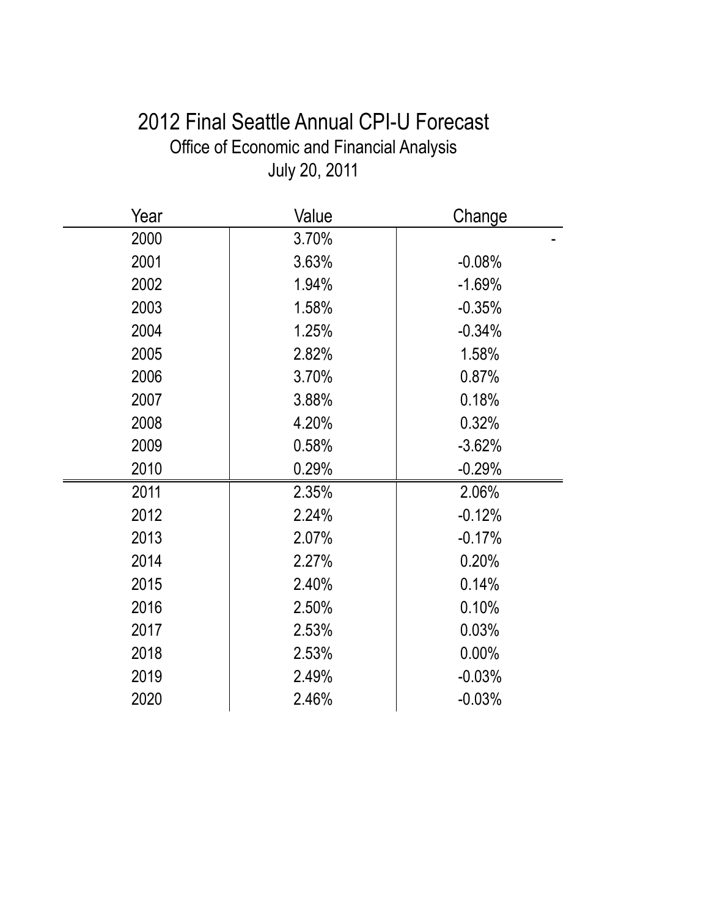# 2012 Final Seattle Annual CPI-U Forecast

Office of Economic and Financial Analysis

July 20, 2011

| Year | Value | Change |
|---|---|---|
| 2000 | 3.70% | - |
| 2001 | 3.63% | -0.08% |
| 2002 | 1.94% | -1.69% |
| 2003 | 1.58% | -0.35% |
| 2004 | 1.25% | -0.34% |
| 2005 | 2.82% | 1.58% |
| 2006 | 3.70% | 0.87% |
| 2007 | 3.88% | 0.18% |
| 2008 | 4.20% | 0.32% |
| 2009 | 0.58% | -3.62% |
| 2010 | 0.29% | -0.29% |
| 2011 | 2.35% | 2.06% |
| 2012 | 2.24% | -0.12% |
| 2013 | 2.07% | -0.17% |
| 2014 | 2.27% | 0.20% |
| 2015 | 2.40% | 0.14% |
| 2016 | 2.50% | 0.10% |
| 2017 | 2.53% | 0.03% |
| 2018 | 2.53% | 0.00% |
| 2019 | 2.49% | -0.03% |
| 2020 | 2.46% | -0.03% |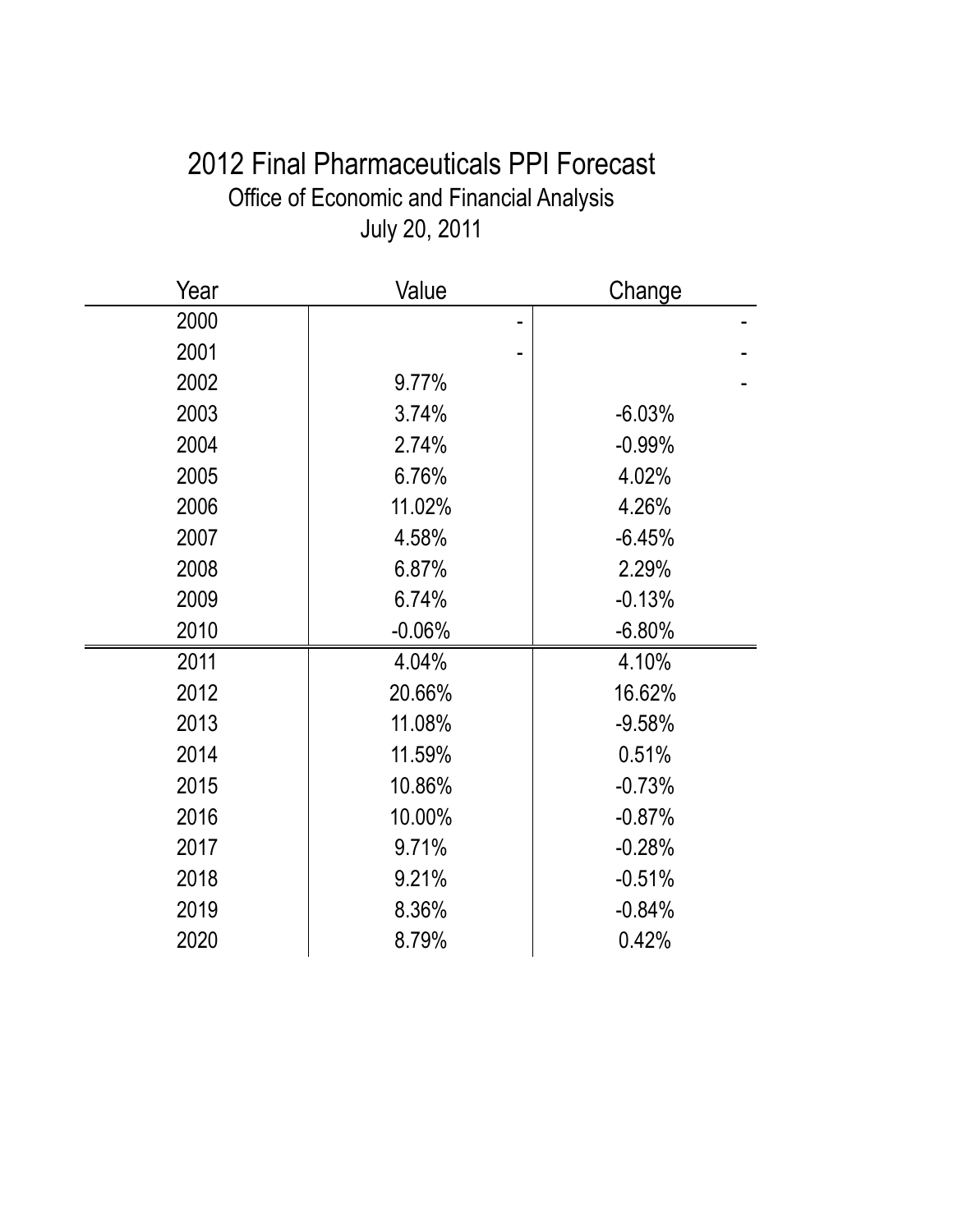# 2012 Final Pharmaceuticals PPI Forecast

Office of Economic and Financial Analysis

July 20, 2011

| Year | Value | Change |
|---|---|---|
| 2000 | - | - |
| 2001 | - | - |
| 2002 | 9.77% | - |
| 2003 | 3.74% | -6.03% |
| 2004 | 2.74% | -0.99% |
| 2005 | 6.76% | 4.02% |
| 2006 | 11.02% | 4.26% |
| 2007 | 4.58% | -6.45% |
| 2008 | 6.87% | 2.29% |
| 2009 | 6.74% | -0.13% |
| 2010 | -0.06% | -6.80% |
| 2011 | 4.04% | 4.10% |
| 2012 | 20.66% | 16.62% |
| 2013 | 11.08% | -9.58% |
| 2014 | 11.59% | 0.51% |
| 2015 | 10.86% | -0.73% |
| 2016 | 10.00% | -0.87% |
| 2017 | 9.71% | -0.28% |
| 2018 | 9.21% | -0.51% |
| 2019 | 8.36% | -0.84% |
| 2020 | 8.79% | 0.42% |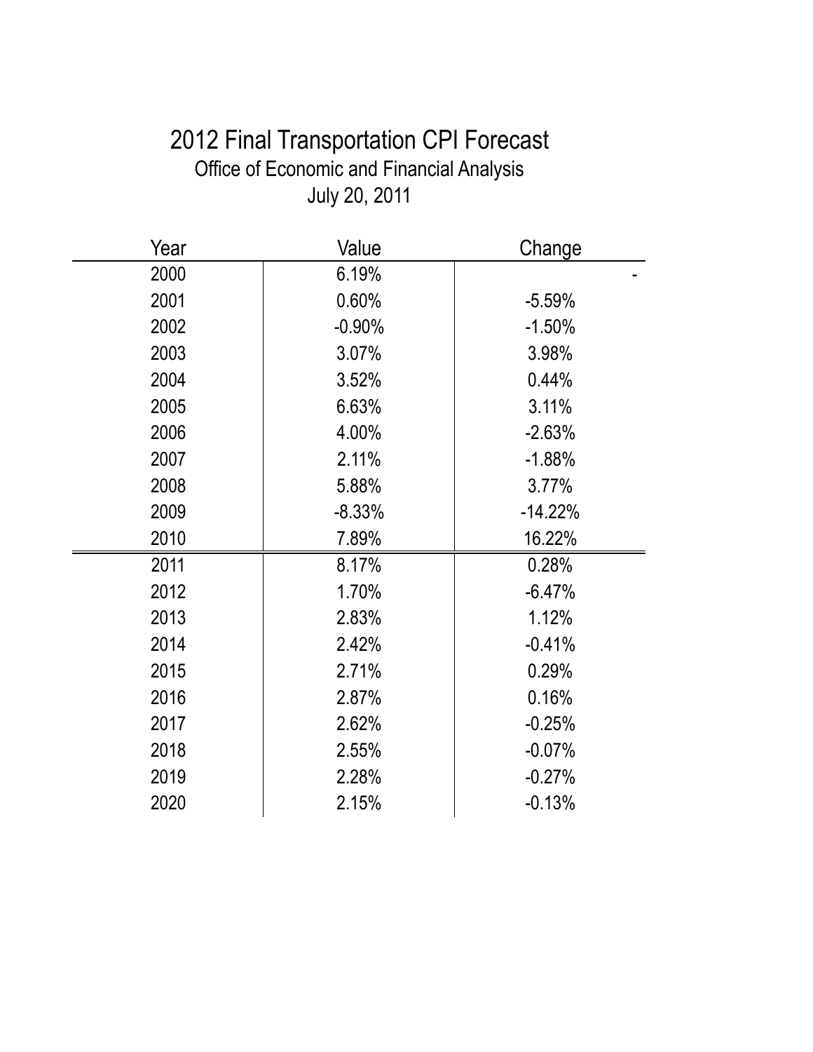# 2012 Final Transportation CPI Forecast

Office of Economic and Financial Analysis

July 20, 2011

| Year | Value | Change |
|---|---|---|
| 2000 | 6.19% | - |
| 2001 | 0.60% | -5.59% |
| 2002 | -0.90% | -1.50% |
| 2003 | 3.07% | 3.98% |
| 2004 | 3.52% | 0.44% |
| 2005 | 6.63% | 3.11% |
| 2006 | 4.00% | -2.63% |
| 2007 | 2.11% | -1.88% |
| 2008 | 5.88% | 3.77% |
| 2009 | -8.33% | -14.22% |
| 2010 | 7.89% | 16.22% |
| 2011 | 8.17% | 0.28% |
| 2012 | 1.70% | -6.47% |
| 2013 | 2.83% | 1.12% |
| 2014 | 2.42% | -0.41% |
| 2015 | 2.71% | 0.29% |
| 2016 | 2.87% | 0.16% |
| 2017 | 2.62% | -0.25% |
| 2018 | 2.55% | -0.07% |
| 2019 | 2.28% | -0.27% |
| 2020 | 2.15% | -0.13% |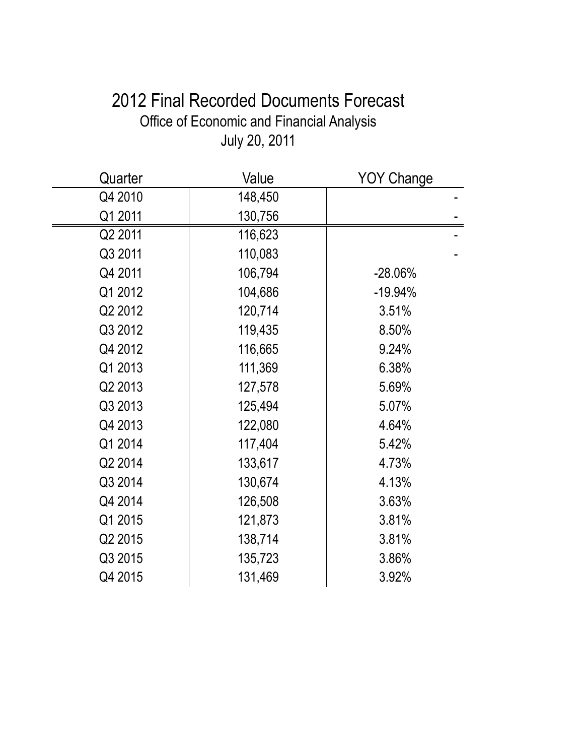# 2012 Final Recorded Documents Forecast

Office of Economic and Financial Analysis

July 20, 2011

| Quarter | Value | YOY Change |
|---|---|---|
| Q4 2010 | 148,450 | - |
| Q1 2011 | 130,756 | - |
| Q2 2011 | 116,623 | - |
| Q3 2011 | 110,083 | - |
| Q4 2011 | 106,794 | -28.06% |
| Q1 2012 | 104,686 | -19.94% |
| Q2 2012 | 120,714 | 3.51% |
| Q3 2012 | 119,435 | 8.50% |
| Q4 2012 | 116,665 | 9.24% |
| Q1 2013 | 111,369 | 6.38% |
| Q2 2013 | 127,578 | 5.69% |
| Q3 2013 | 125,494 | 5.07% |
| Q4 2013 | 122,080 | 4.64% |
| Q1 2014 | 117,404 | 5.42% |
| Q2 2014 | 133,617 | 4.73% |
| Q3 2014 | 130,674 | 4.13% |
| Q4 2014 | 126,508 | 3.63% |
| Q1 2015 | 121,873 | 3.81% |
| Q2 2015 | 138,714 | 3.81% |
| Q3 2015 | 135,723 | 3.86% |
| Q4 2015 | 131,469 | 3.92% |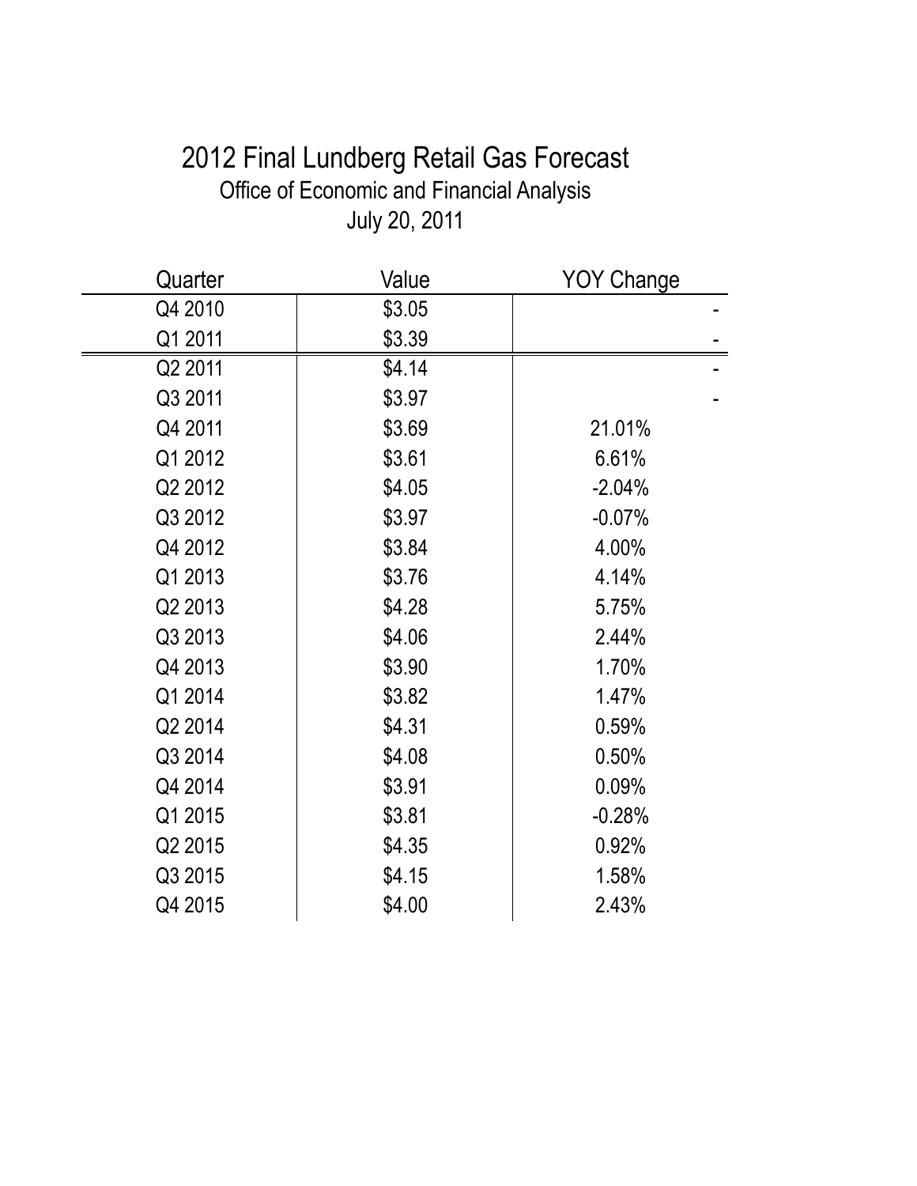# 2012 Final Lundberg Retail Gas Forecast

Office of Economic and Financial Analysis

July 20, 2011

| Quarter | Value | YOY Change |
|---|---|---|
| Q4 2010 | $3.05 | - |
| Q1 2011 | $3.39 | - |
| Q2 2011 | $4.14 | - |
| Q3 2011 | $3.97 | - |
| Q4 2011 | $3.69 | 21.01% |
| Q1 2012 | $3.61 | 6.61% |
| Q2 2012 | $4.05 | -2.04% |
| Q3 2012 | $3.97 | -0.07% |
| Q4 2012 | $3.84 | 4.00% |
| Q1 2013 | $3.76 | 4.14% |
| Q2 2013 | $4.28 | 5.75% |
| Q3 2013 | $4.06 | 2.44% |
| Q4 2013 | $3.90 | 1.70% |
| Q1 2014 | $3.82 | 1.47% |
| Q2 2014 | $4.31 | 0.59% |
| Q3 2014 | $4.08 | 0.50% |
| Q4 2014 | $3.91 | 0.09% |
| Q1 2015 | $3.81 | -0.28% |
| Q2 2015 | $4.35 | 0.92% |
| Q3 2015 | $4.15 | 1.58% |
| Q4 2015 | $4.00 | 2.43% |